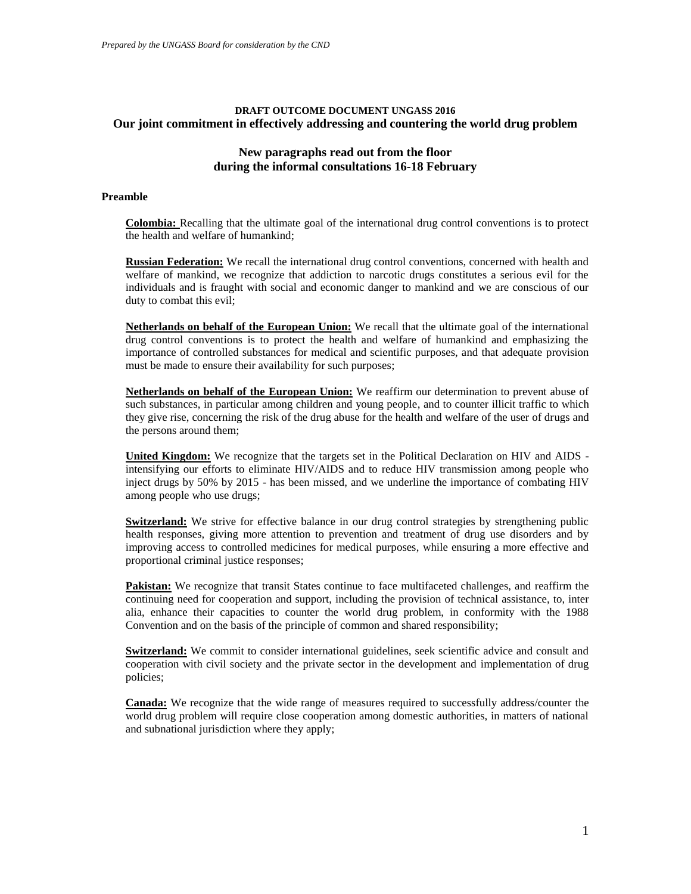*Prepared by the UNGASS Board for consideration by the CND*

**DRAFT OUTCOME DOCUMENT UNGASS 2016**

# Our joint commitment in effectively addressing and countering the world drug problem

## New paragraphs read out from the floor during the informal consultations 16-18 February

### Preamble

**Colombia:** Recalling that the ultimate goal of the international drug control conventions is to protect the health and welfare of humankind;

**Russian Federation:** We recall the international drug control conventions, concerned with health and welfare of mankind, we recognize that addiction to narcotic drugs constitutes a serious evil for the individuals and is fraught with social and economic danger to mankind and we are conscious of our duty to combat this evil;

**Netherlands on behalf of the European Union:** We recall that the ultimate goal of the international drug control conventions is to protect the health and welfare of humankind and emphasizing the importance of controlled substances for medical and scientific purposes, and that adequate provision must be made to ensure their availability for such purposes;

**Netherlands on behalf of the European Union:** We reaffirm our determination to prevent abuse of such substances, in particular among children and young people, and to counter illicit traffic to which they give rise, concerning the risk of the drug abuse for the health and welfare of the user of drugs and the persons around them;

**United Kingdom:** We recognize that the targets set in the Political Declaration on HIV and AIDS - intensifying our efforts to eliminate HIV/AIDS and to reduce HIV transmission among people who inject drugs by 50% by 2015 - has been missed, and we underline the importance of combating HIV among people who use drugs;

**Switzerland:** We strive for effective balance in our drug control strategies by strengthening public health responses, giving more attention to prevention and treatment of drug use disorders and by improving access to controlled medicines for medical purposes, while ensuring a more effective and proportional criminal justice responses;

**Pakistan:** We recognize that transit States continue to face multifaceted challenges, and reaffirm the continuing need for cooperation and support, including the provision of technical assistance, to, inter alia, enhance their capacities to counter the world drug problem, in conformity with the 1988 Convention and on the basis of the principle of common and shared responsibility;

**Switzerland:** We commit to consider international guidelines, seek scientific advice and consult and cooperation with civil society and the private sector in the development and implementation of drug policies;

**Canada:** We recognize that the wide range of measures required to successfully address/counter the world drug problem will require close cooperation among domestic authorities, in matters of national and subnational jurisdiction where they apply;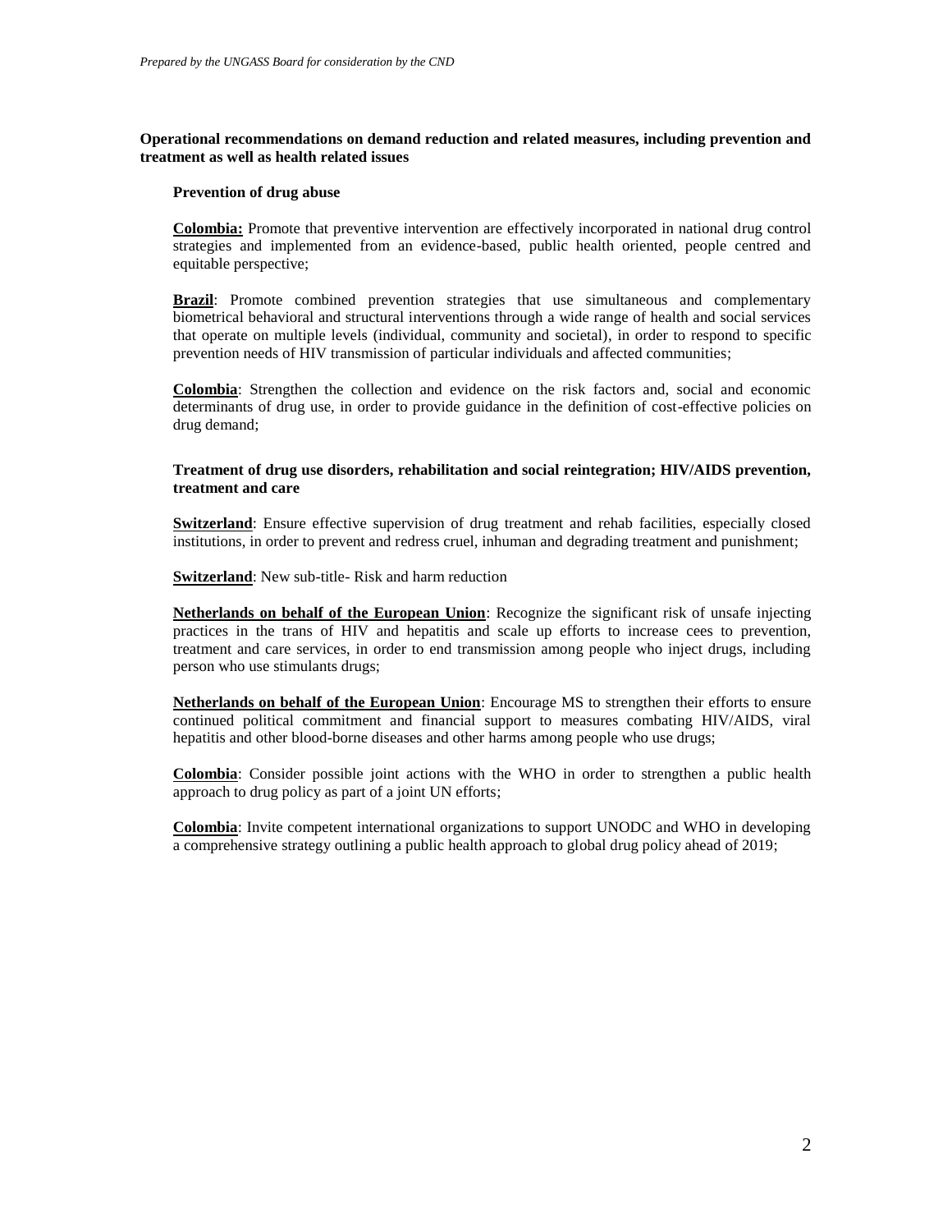**Operational recommendations on demand reduction and related measures, including prevention and treatment as well as health related issues**

**Prevention of drug abuse**

**Colombia:** Promote that preventive intervention are effectively incorporated in national drug control strategies and implemented from an evidence-based, public health oriented, people centred and equitable perspective;

**Brazil**: Promote combined prevention strategies that use simultaneous and complementary biometrical behavioral and structural interventions through a wide range of health and social services that operate on multiple levels (individual, community and societal), in order to respond to specific prevention needs of HIV transmission of particular individuals and affected communities;

**Colombia**: Strengthen the collection and evidence on the risk factors and, social and economic determinants of drug use, in order to provide guidance in the definition of cost-effective policies on drug demand;

**Treatment of drug use disorders, rehabilitation and social reintegration; HIV/AIDS prevention, treatment and care**

**Switzerland**: Ensure effective supervision of drug treatment and rehab facilities, especially closed institutions, in order to prevent and redress cruel, inhuman and degrading treatment and punishment;

**Switzerland**: New sub-title- Risk and harm reduction

**Netherlands on behalf of the European Union**: Recognize the significant risk of unsafe injecting practices in the trans of HIV and hepatitis and scale up efforts to increase cees to prevention, treatment and care services, in order to end transmission among people who inject drugs, including person who use stimulants drugs;

**Netherlands on behalf of the European Union**: Encourage MS to strengthen their efforts to ensure continued political commitment and financial support to measures combating HIV/AIDS, viral hepatitis and other blood-borne diseases and other harms among people who use drugs;

**Colombia**: Consider possible joint actions with the WHO in order to strengthen a public health approach to drug policy as part of a joint UN efforts;

**Colombia**: Invite competent international organizations to support UNODC and WHO in developing a comprehensive strategy outlining a public health approach to global drug policy ahead of 2019;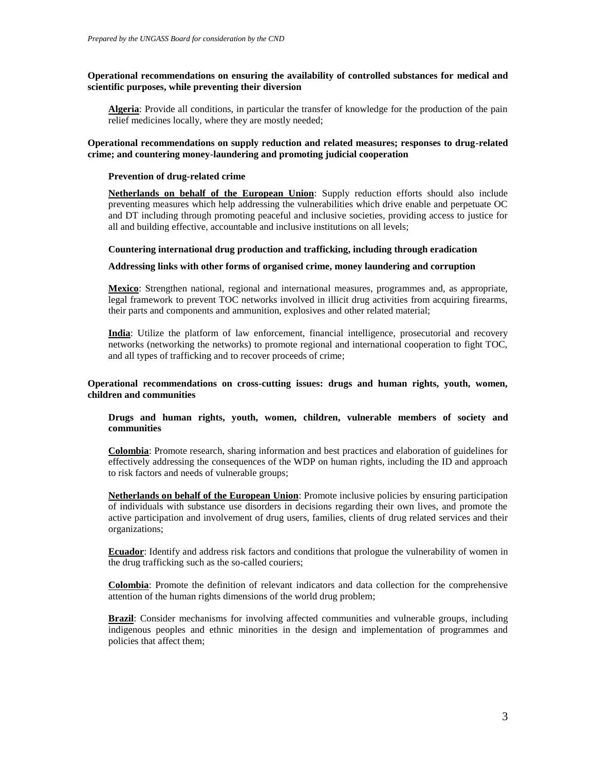**Operational recommendations on ensuring the availability of controlled substances for medical and scientific purposes, while preventing their diversion**

**Algeria**: Provide all conditions, in particular the transfer of knowledge for the production of the pain relief medicines locally, where they are mostly needed;

**Operational recommendations on supply reduction and related measures; responses to drug-related crime; and countering money-laundering and promoting judicial cooperation**

**Prevention of drug-related crime**

**Netherlands on behalf of the European Union**: Supply reduction efforts should also include preventing measures which help addressing the vulnerabilities which drive enable and perpetuate OC and DT including through promoting peaceful and inclusive societies, providing access to justice for all and building effective, accountable and inclusive institutions on all levels;

**Countering international drug production and trafficking, including through eradication**

**Addressing links with other forms of organised crime, money laundering and corruption**

**Mexico**: Strengthen national, regional and international measures, programmes and, as appropriate, legal framework to prevent TOC networks involved in illicit drug activities from acquiring firearms, their parts and components and ammunition, explosives and other related material;

**India**: Utilize the platform of law enforcement, financial intelligence, prosecutorial and recovery networks (networking the networks) to promote regional and international cooperation to fight TOC, and all types of trafficking and to recover proceeds of crime;

**Operational recommendations on cross-cutting issues: drugs and human rights, youth, women, children and communities**

**Drugs and human rights, youth, women, children, vulnerable members of society and communities**

**Colombia**: Promote research, sharing information and best practices and elaboration of guidelines for effectively addressing the consequences of the WDP on human rights, including the ID and approach to risk factors and needs of vulnerable groups;

**Netherlands on behalf of the European Union**: Promote inclusive policies by ensuring participation of individuals with substance use disorders in decisions regarding their own lives, and promote the active participation and involvement of drug users, families, clients of drug related services and their organizations;

**Ecuador**: Identify and address risk factors and conditions that prologue the vulnerability of women in the drug trafficking such as the so-called couriers;

**Colombia**: Promote the definition of relevant indicators and data collection for the comprehensive attention of the human rights dimensions of the world drug problem;

**Brazil**: Consider mechanisms for involving affected communities and vulnerable groups, including indigenous peoples and ethnic minorities in the design and implementation of programmes and policies that affect them;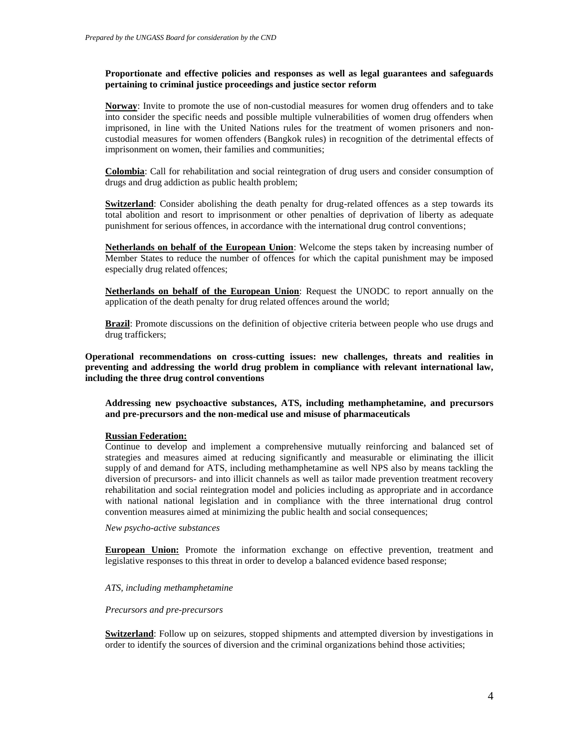**Proportionate and effective policies and responses as well as legal guarantees and safeguards pertaining to criminal justice proceedings and justice sector reform**

**Norway**: Invite to promote the use of non-custodial measures for women drug offenders and to take into consider the specific needs and possible multiple vulnerabilities of women drug offenders when imprisoned, in line with the United Nations rules for the treatment of women prisoners and non-custodial measures for women offenders (Bangkok rules) in recognition of the detrimental effects of imprisonment on women, their families and communities;

**Colombia**: Call for rehabilitation and social reintegration of drug users and consider consumption of drugs and drug addiction as public health problem;

**Switzerland**: Consider abolishing the death penalty for drug-related offences as a step towards its total abolition and resort to imprisonment or other penalties of deprivation of liberty as adequate punishment for serious offences, in accordance with the international drug control conventions;

**Netherlands on behalf of the European Union**: Welcome the steps taken by increasing number of Member States to reduce the number of offences for which the capital punishment may be imposed especially drug related offences;

**Netherlands on behalf of the European Union**: Request the UNODC to report annually on the application of the death penalty for drug related offences around the world;

**Brazil**: Promote discussions on the definition of objective criteria between people who use drugs and drug traffickers;

**Operational recommendations on cross-cutting issues: new challenges, threats and realities in preventing and addressing the world drug problem in compliance with relevant international law, including the three drug control conventions**

**Addressing new psychoactive substances, ATS, including methamphetamine, and precursors and pre-precursors and the non-medical use and misuse of pharmaceuticals**

**Russian Federation:**
Continue to develop and implement a comprehensive mutually reinforcing and balanced set of strategies and measures aimed at reducing significantly and measurable or eliminating the illicit supply of and demand for ATS, including methamphetamine as well NPS also by means tackling the diversion of precursors- and into illicit channels as well as tailor made prevention treatment recovery rehabilitation and social reintegration model and policies including as appropriate and in accordance with national national legislation and in compliance with the three international drug control convention measures aimed at minimizing the public health and social consequences;

*New psycho-active substances*

**European Union:** Promote the information exchange on effective prevention, treatment and legislative responses to this threat in order to develop a balanced evidence based response;

*ATS, including methamphetamine*

*Precursors and pre-precursors*

**Switzerland**: Follow up on seizures, stopped shipments and attempted diversion by investigations in order to identify the sources of diversion and the criminal organizations behind those activities;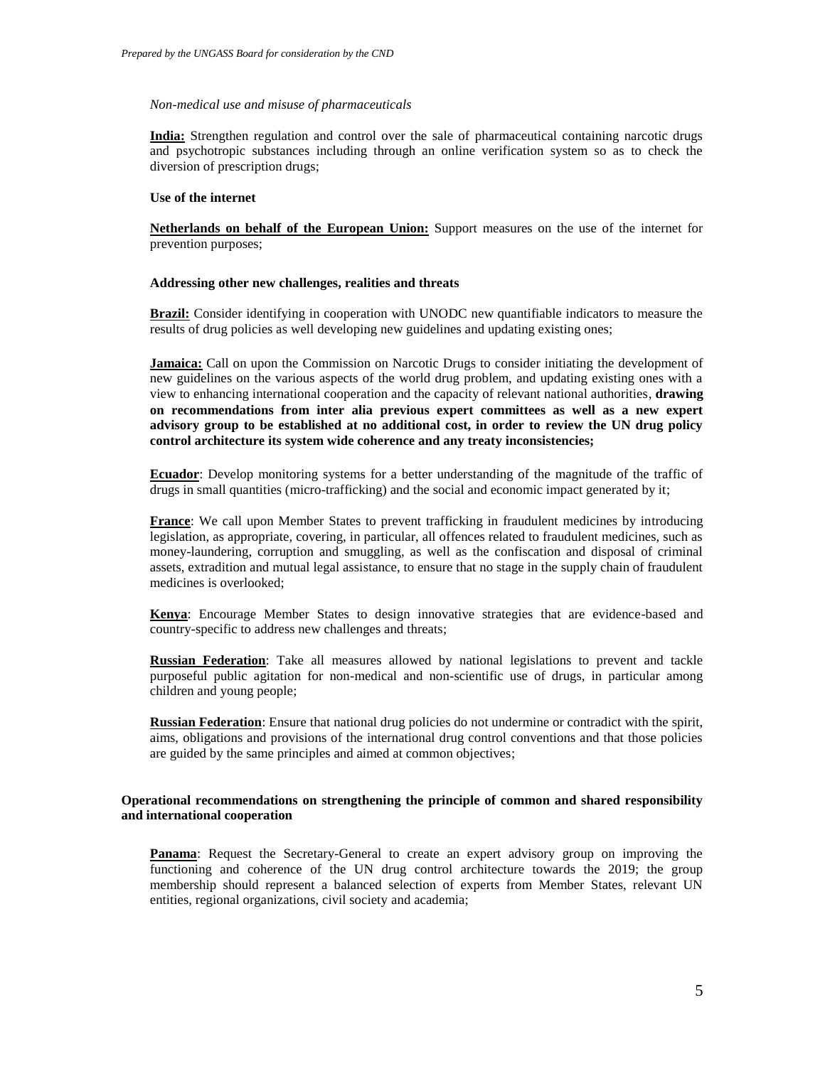*Non-medical use and misuse of pharmaceuticals*

**India:** Strengthen regulation and control over the sale of pharmaceutical containing narcotic drugs and psychotropic substances including through an online verification system so as to check the diversion of prescription drugs;

**Use of the internet**

**Netherlands on behalf of the European Union:** Support measures on the use of the internet for prevention purposes;

**Addressing other new challenges, realities and threats**

**Brazil:** Consider identifying in cooperation with UNODC new quantifiable indicators to measure the results of drug policies as well developing new guidelines and updating existing ones;

**Jamaica:** Call on upon the Commission on Narcotic Drugs to consider initiating the development of new guidelines on the various aspects of the world drug problem, and updating existing ones with a view to enhancing international cooperation and the capacity of relevant national authorities, **drawing on recommendations from inter alia previous expert committees as well as a new expert advisory group to be established at no additional cost, in order to review the UN drug policy control architecture its system wide coherence and any treaty inconsistencies;**

**Ecuador**: Develop monitoring systems for a better understanding of the magnitude of the traffic of drugs in small quantities (micro-trafficking) and the social and economic impact generated by it;

**France**: We call upon Member States to prevent trafficking in fraudulent medicines by introducing legislation, as appropriate, covering, in particular, all offences related to fraudulent medicines, such as money-laundering, corruption and smuggling, as well as the confiscation and disposal of criminal assets, extradition and mutual legal assistance, to ensure that no stage in the supply chain of fraudulent medicines is overlooked;

**Kenya**: Encourage Member States to design innovative strategies that are evidence-based and country-specific to address new challenges and threats;

**Russian Federation**: Take all measures allowed by national legislations to prevent and tackle purposeful public agitation for non-medical and non-scientific use of drugs, in particular among children and young people;

**Russian Federation**: Ensure that national drug policies do not undermine or contradict with the spirit, aims, obligations and provisions of the international drug control conventions and that those policies are guided by the same principles and aimed at common objectives;

**Operational recommendations on strengthening the principle of common and shared responsibility and international cooperation**

**Panama**: Request the Secretary-General to create an expert advisory group on improving the functioning and coherence of the UN drug control architecture towards the 2019; the group membership should represent a balanced selection of experts from Member States, relevant UN entities, regional organizations, civil society and academia;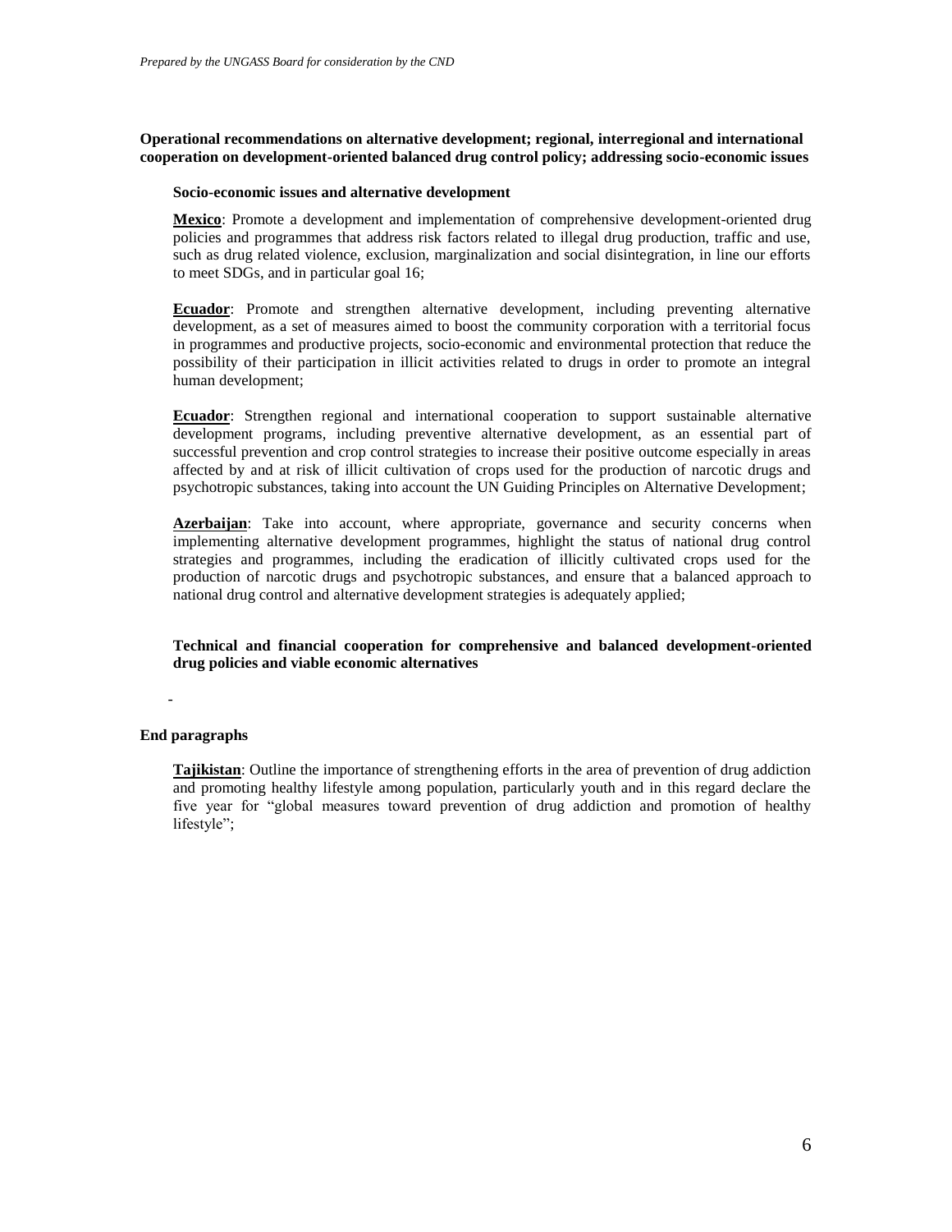**Operational recommendations on alternative development; regional, interregional and international cooperation on development-oriented balanced drug control policy; addressing socio-economic issues**

**Socio-economic issues and alternative development**

**Mexico**: Promote a development and implementation of comprehensive development-oriented drug policies and programmes that address risk factors related to illegal drug production, traffic and use, such as drug related violence, exclusion, marginalization and social disintegration, in line our efforts to meet SDGs, and in particular goal 16;

**Ecuador**: Promote and strengthen alternative development, including preventing alternative development, as a set of measures aimed to boost the community corporation with a territorial focus in programmes and productive projects, socio-economic and environmental protection that reduce the possibility of their participation in illicit activities related to drugs in order to promote an integral human development;

**Ecuador**: Strengthen regional and international cooperation to support sustainable alternative development programs, including preventive alternative development, as an essential part of successful prevention and crop control strategies to increase their positive outcome especially in areas affected by and at risk of illicit cultivation of crops used for the production of narcotic drugs and psychotropic substances, taking into account the UN Guiding Principles on Alternative Development;

**Azerbaijan**: Take into account, where appropriate, governance and security concerns when implementing alternative development programmes, highlight the status of national drug control strategies and programmes, including the eradication of illicitly cultivated crops used for the production of narcotic drugs and psychotropic substances, and ensure that a balanced approach to national drug control and alternative development strategies is adequately applied;

**Technical and financial cooperation for comprehensive and balanced development-oriented drug policies and viable economic alternatives**

-

**End paragraphs**

**Tajikistan**: Outline the importance of strengthening efforts in the area of prevention of drug addiction and promoting healthy lifestyle among population, particularly youth and in this regard declare the five year for "global measures toward prevention of drug addiction and promotion of healthy lifestyle";